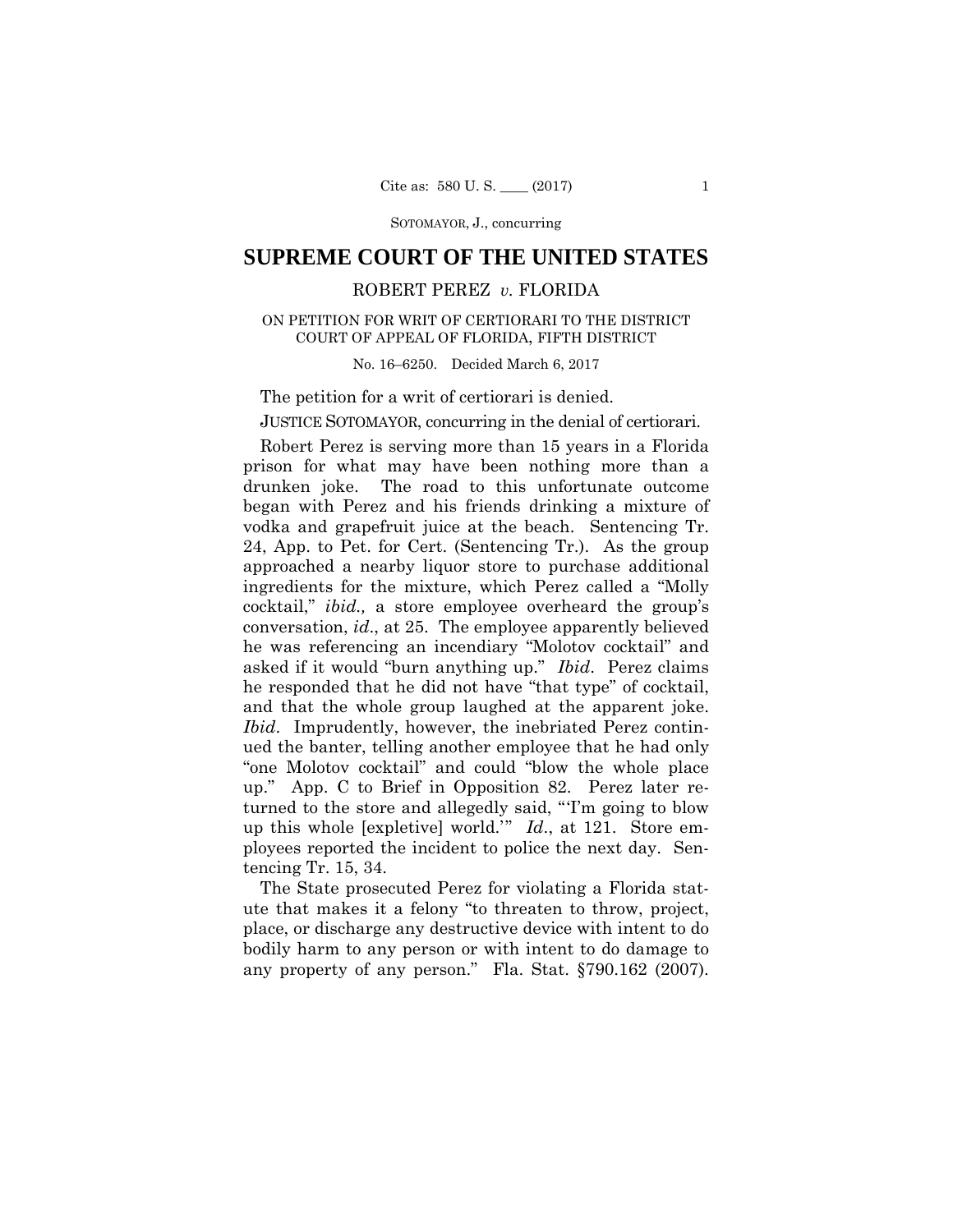# SUPREME COURT OF THE UNITED STATES

## ROBERT PEREZ *v.* FLORIDA

### ON PETITION FOR WRIT OF CERTIORARI TO THE DISTRICT COURT OF APPEAL OF FLORIDA, FIFTH DISTRICT

No. 16–6250. Decided March 6, 2017

The petition for a writ of certiorari is denied.

JUSTICE SOTOMAYOR, concurring in the denial of certiorari.

Robert Perez is serving more than 15 years in a Florida prison for what may have been nothing more than a drunken joke. The road to this unfortunate outcome began with Perez and his friends drinking a mixture of vodka and grapefruit juice at the beach. Sentencing Tr. 24, App. to Pet. for Cert. (Sentencing Tr.). As the group approached a nearby liquor store to purchase additional ingredients for the mixture, which Perez called a "Molly cocktail," *ibid.,* a store employee overheard the group's conversation, *id.*, at 25. The employee apparently believed he was referencing an incendiary "Molotov cocktail" and asked if it would "burn anything up." *Ibid*. Perez claims he responded that he did not have "that type" of cocktail, and that the whole group laughed at the apparent joke. *Ibid*. Imprudently, however, the inebriated Perez continued the banter, telling another employee that he had only "one Molotov cocktail" and could "blow the whole place up." App. C to Brief in Opposition 82. Perez later returned to the store and allegedly said, "'I'm going to blow up this whole [expletive] world.'" *Id.*, at 121. Store employees reported the incident to police the next day. Sentencing Tr. 15, 34.

The State prosecuted Perez for violating a Florida statute that makes it a felony "to threaten to throw, project, place, or discharge any destructive device with intent to do bodily harm to any person or with intent to do damage to any property of any person." Fla. Stat. §790.162 (2007).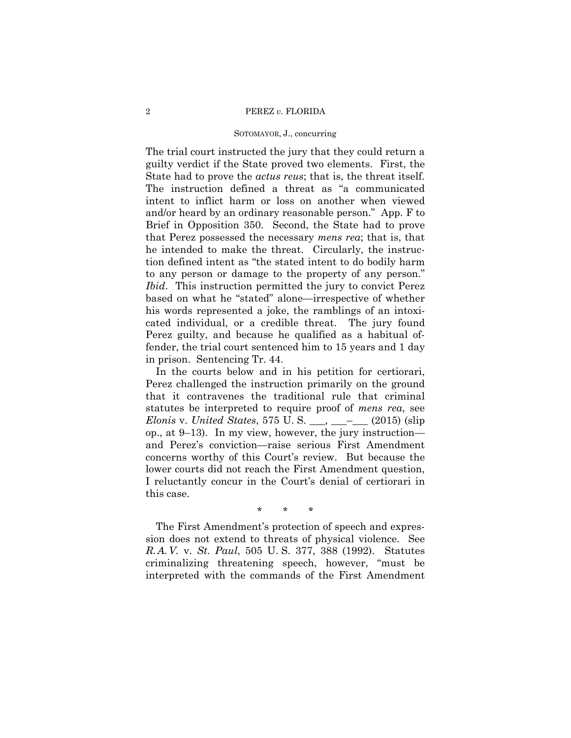The trial court instructed the jury that they could return a guilty verdict if the State proved two elements. First, the State had to prove the *actus reus*; that is, the threat itself. The instruction defined a threat as "a communicated intent to inflict harm or loss on another when viewed and/or heard by an ordinary reasonable person." App. F to Brief in Opposition 350. Second, the State had to prove that Perez possessed the necessary *mens rea*; that is, that he intended to make the threat. Circularly, the instruction defined intent as "the stated intent to do bodily harm to any person or damage to the property of any person." *Ibid*. This instruction permitted the jury to convict Perez based on what he "stated" alone—irrespective of whether his words represented a joke, the ramblings of an intoxicated individual, or a credible threat. The jury found Perez guilty, and because he qualified as a habitual offender, the trial court sentenced him to 15 years and 1 day in prison. Sentencing Tr. 44.

In the courts below and in his petition for certiorari, Perez challenged the instruction primarily on the ground that it contravenes the traditional rule that criminal statutes be interpreted to require proof of *mens rea*, see *Elonis* v. *United States*, 575 U. S. ___, ___–___ (2015) (slip op., at 9–13). In my view, however, the jury instruction—and Perez's conviction—raise serious First Amendment concerns worthy of this Court's review. But because the lower courts did not reach the First Amendment question, I reluctantly concur in the Court's denial of certiorari in this case.

\* \* \*

The First Amendment's protection of speech and expression does not extend to threats of physical violence. See *R. A. V.* v. *St. Paul*, 505 U. S. 377, 388 (1992). Statutes criminalizing threatening speech, however, "must be interpreted with the commands of the First Amendment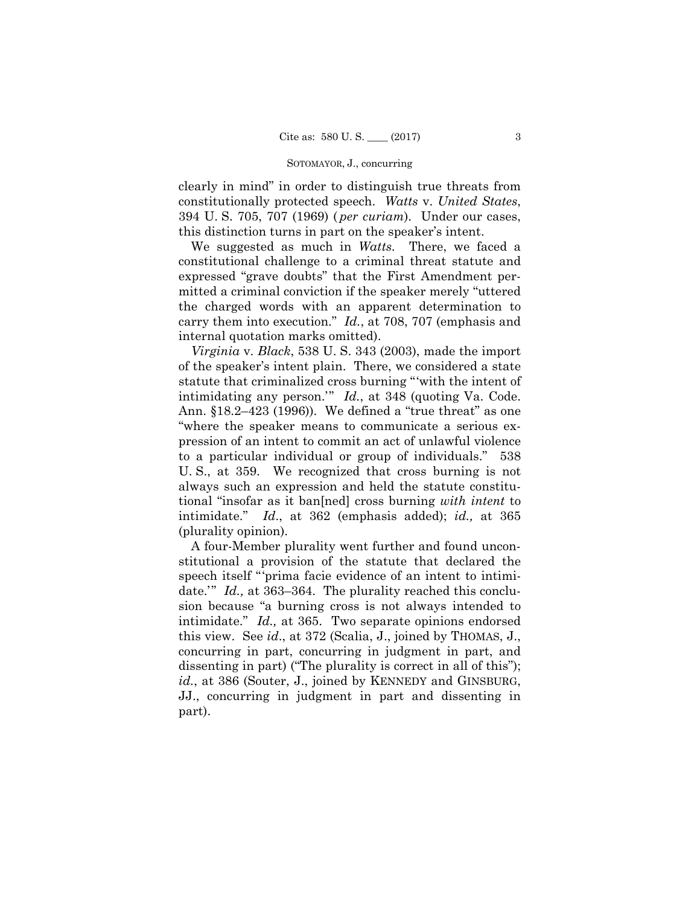clearly in mind" in order to distinguish true threats from constitutionally protected speech. *Watts* v. *United States*, 394 U. S. 705, 707 (1969) (*per curiam*). Under our cases, this distinction turns in part on the speaker's intent.

We suggested as much in *Watts*. There, we faced a constitutional challenge to a criminal threat statute and expressed "grave doubts" that the First Amendment permitted a criminal conviction if the speaker merely "uttered the charged words with an apparent determination to carry them into execution." *Id.*, at 708, 707 (emphasis and internal quotation marks omitted).

*Virginia* v. *Black*, 538 U. S. 343 (2003), made the import of the speaker's intent plain. There, we considered a state statute that criminalized cross burning "'with the intent of intimidating any person.'" *Id.*, at 348 (quoting Va. Code. Ann. §18.2–423 (1996)). We defined a "true threat" as one "where the speaker means to communicate a serious expression of an intent to commit an act of unlawful violence to a particular individual or group of individuals." 538 U. S., at 359. We recognized that cross burning is not always such an expression and held the statute constitutional "insofar as it ban[ned] cross burning *with intent* to intimidate." *Id*., at 362 (emphasis added); *id.,* at 365 (plurality opinion).

A four-Member plurality went further and found unconstitutional a provision of the statute that declared the speech itself "'prima facie evidence of an intent to intimidate.'" *Id.,* at 363–364. The plurality reached this conclusion because "a burning cross is not always intended to intimidate." *Id.,* at 365. Two separate opinions endorsed this view. See *id*., at 372 (Scalia, J., joined by THOMAS, J., concurring in part, concurring in judgment in part, and dissenting in part) ("The plurality is correct in all of this"); *id.*, at 386 (Souter, J., joined by KENNEDY and GINSBURG, JJ., concurring in judgment in part and dissenting in part).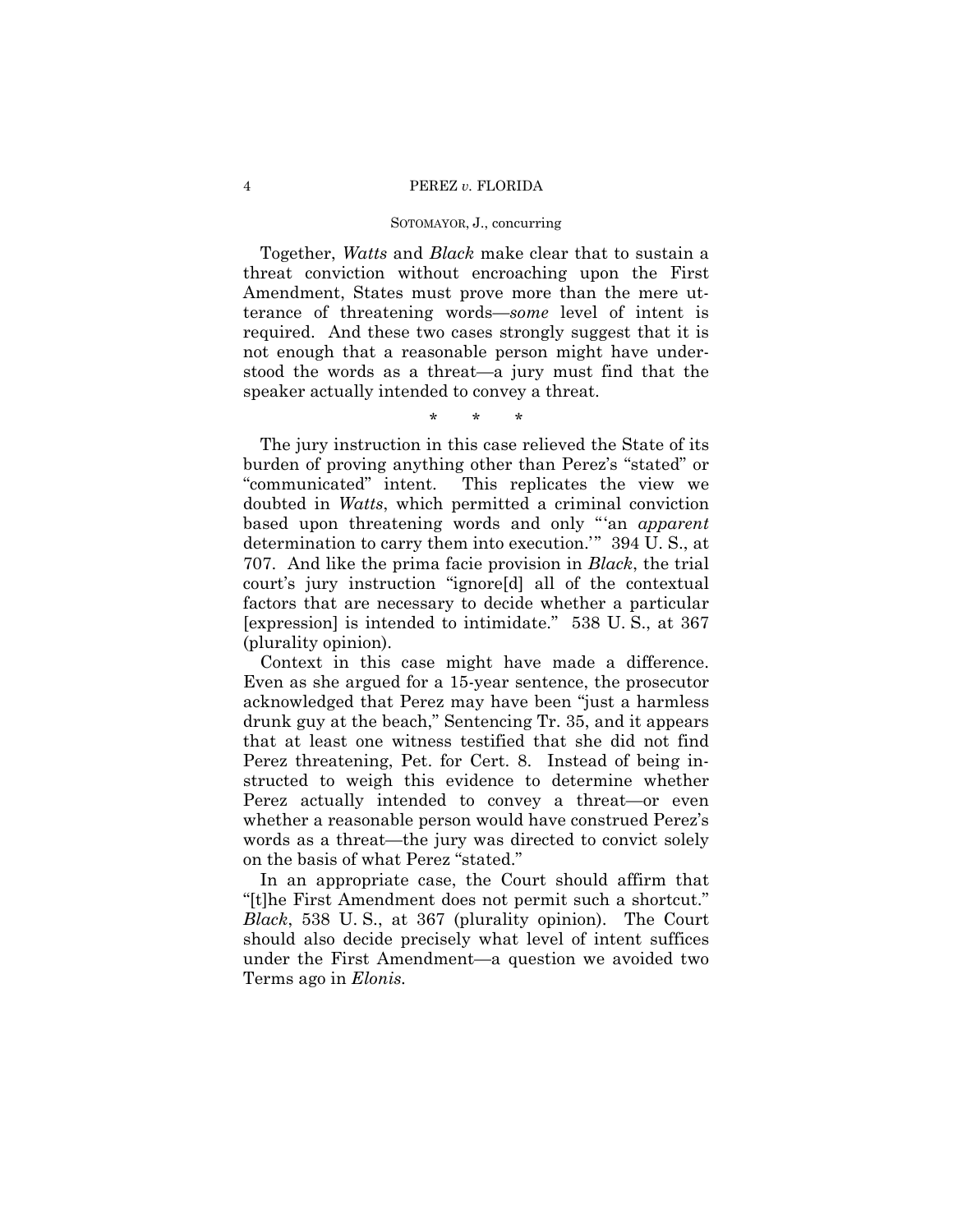Together, *Watts* and *Black* make clear that to sustain a threat conviction without encroaching upon the First Amendment, States must prove more than the mere utterance of threatening words—*some* level of intent is required. And these two cases strongly suggest that it is not enough that a reasonable person might have understood the words as a threat—a jury must find that the speaker actually intended to convey a threat.

\* \* \*

The jury instruction in this case relieved the State of its burden of proving anything other than Perez's "stated" or "communicated" intent. This replicates the view we doubted in *Watts*, which permitted a criminal conviction based upon threatening words and only "'an *apparent* determination to carry them into execution.'" 394 U. S., at 707. And like the prima facie provision in *Black*, the trial court's jury instruction "ignore[d] all of the contextual factors that are necessary to decide whether a particular [expression] is intended to intimidate." 538 U. S., at 367 (plurality opinion).

Context in this case might have made a difference. Even as she argued for a 15-year sentence, the prosecutor acknowledged that Perez may have been "just a harmless drunk guy at the beach," Sentencing Tr. 35, and it appears that at least one witness testified that she did not find Perez threatening, Pet. for Cert. 8. Instead of being instructed to weigh this evidence to determine whether Perez actually intended to convey a threat—or even whether a reasonable person would have construed Perez's words as a threat—the jury was directed to convict solely on the basis of what Perez "stated."

In an appropriate case, the Court should affirm that "[t]he First Amendment does not permit such a shortcut." *Black*, 538 U. S., at 367 (plurality opinion). The Court should also decide precisely what level of intent suffices under the First Amendment—a question we avoided two Terms ago in *Elonis*.